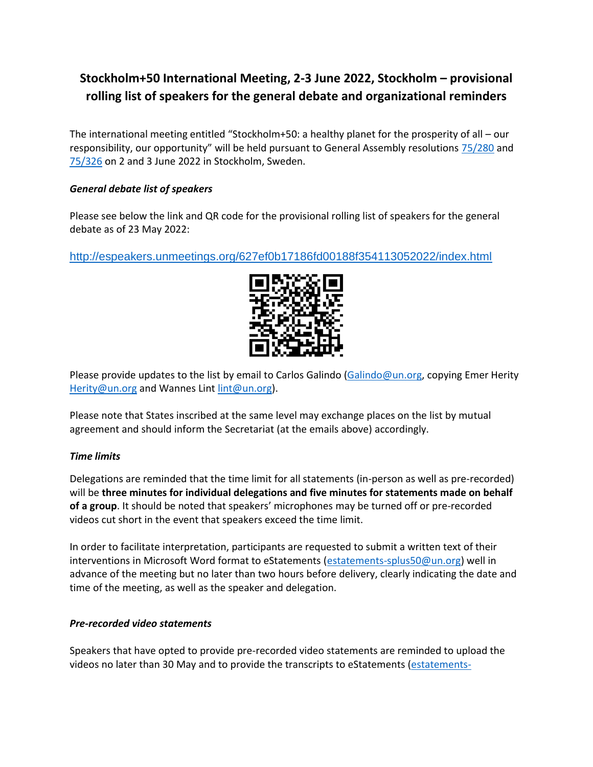# Stockholm+50 International Meeting, 2-3 June 2022, Stockholm – provisional rolling list of speakers for the general debate and organizational reminders

The international meeting entitled "Stockholm+50: a healthy planet for the prosperity of all – our responsibility, our opportunity" will be held pursuant to General Assembly resolutions 75/280 and 75/326 on 2 and 3 June 2022 in Stockholm, Sweden.

### *General debate list of speakers*

Please see below the link and QR code for the provisional rolling list of speakers for the general debate as of 23 May 2022:

http://espeakers.unmeetings.org/627ef0b17186fd00188f354113052022/index.html

Please provide updates to the list by email to Carlos Galindo (Galindo@un.org, copying Emer Herity Herity@un.org and Wannes Lint lint@un.org).

Please note that States inscribed at the same level may exchange places on the list by mutual agreement and should inform the Secretariat (at the emails above) accordingly.

### *Time limits*

Delegations are reminded that the time limit for all statements (in-person as well as pre-recorded) will be **three minutes for individual delegations and five minutes for statements made on behalf of a group**. It should be noted that speakers' microphones may be turned off or pre-recorded videos cut short in the event that speakers exceed the time limit.

In order to facilitate interpretation, participants are requested to submit a written text of their interventions in Microsoft Word format to eStatements (estatements-splus50@un.org) well in advance of the meeting but no later than two hours before delivery, clearly indicating the date and time of the meeting, as well as the speaker and delegation.

### *Pre-recorded video statements*

Speakers that have opted to provide pre-recorded video statements are reminded to upload the videos no later than 30 May and to provide the transcripts to eStatements (estatements-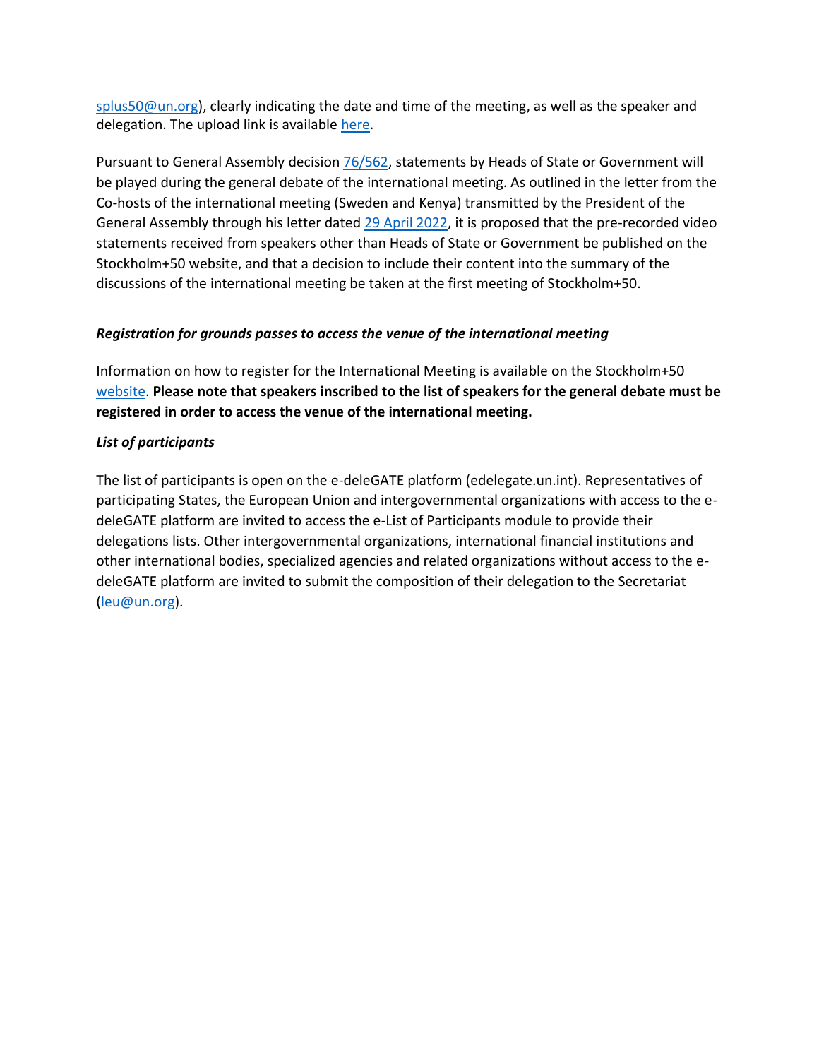splus50@un.org), clearly indicating the date and time of the meeting, as well as the speaker and delegation. The upload link is available here.

Pursuant to General Assembly decision 76/562, statements by Heads of State or Government will be played during the general debate of the international meeting. As outlined in the letter from the Co-hosts of the international meeting (Sweden and Kenya) transmitted by the President of the General Assembly through his letter dated 29 April 2022, it is proposed that the pre-recorded video statements received from speakers other than Heads of State or Government be published on the Stockholm+50 website, and that a decision to include their content into the summary of the discussions of the international meeting be taken at the first meeting of Stockholm+50.

***Registration for grounds passes to access the venue of the international meeting***

Information on how to register for the International Meeting is available on the Stockholm+50 website. **Please note that speakers inscribed to the list of speakers for the general debate must be registered in order to access the venue of the international meeting.**

***List of participants***

The list of participants is open on the e-deleGATE platform (edelegate.un.int). Representatives of participating States, the European Union and intergovernmental organizations with access to the e-deleGATE platform are invited to access the e-List of Participants module to provide their delegations lists. Other intergovernmental organizations, international financial institutions and other international bodies, specialized agencies and related organizations without access to the e-deleGATE platform are invited to submit the composition of their delegation to the Secretariat (leu@un.org).